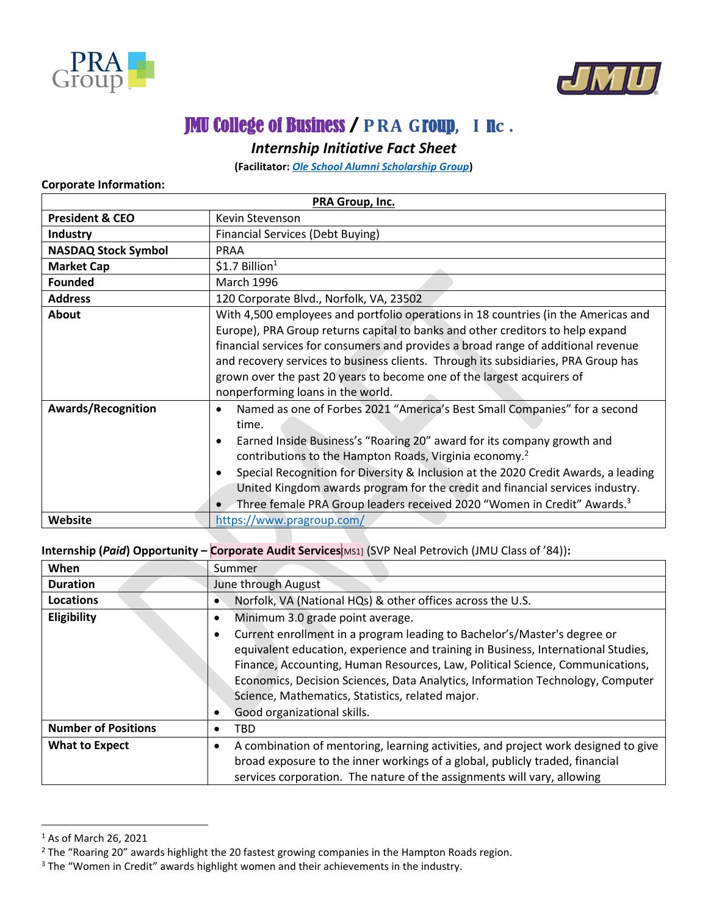# JMU College of Business / PRA Group, Inc.

## *Internship Initiative Fact Sheet*

**(Facilitator: *Ole School Alumni Scholarship Group*)**

**Corporate Information:**

| PRA Group, Inc. | |
|---|---|
| **President & CEO** | Kevin Stevenson |
| **Industry** | Financial Services (Debt Buying) |
| **NASDAQ Stock Symbol** | PRAA |
| **Market Cap** | $1.7 Billion[1] |
| **Founded** | March 1996 |
| **Address** | 120 Corporate Blvd., Norfolk, VA, 23502 |
| **About** | With 4,500 employees and portfolio operations in 18 countries (in the Americas and Europe), PRA Group returns capital to banks and other creditors to help expand financial services for consumers and provides a broad range of additional revenue and recovery services to business clients. Through its subsidiaries, PRA Group has grown over the past 20 years to become one of the largest acquirers of nonperforming loans in the world. |
| **Awards/Recognition** | • Named as one of Forbes 2021 "America's Best Small Companies" for a second time.<br>• Earned Inside Business's "Roaring 20" award for its company growth and contributions to the Hampton Roads, Virginia economy.[2]<br>• Special Recognition for Diversity & Inclusion at the 2020 Credit Awards, a leading United Kingdom awards program for the credit and financial services industry.<br>• Three female PRA Group leaders received 2020 "Women in Credit" Awards.[3] |
| **Website** | https://www.pragroup.com/ |

**Internship (*Paid*) Opportunity – Corporate Audit Services**[MS1] (SVP Neal Petrovich (JMU Class of '84))**:**

| **When** | Summer |
|---|---|
| **Duration** | June through August |
| **Locations** | • Norfolk, VA (National HQs) & other offices across the U.S. |
| **Eligibility** | • Minimum 3.0 grade point average.<br>• Current enrollment in a program leading to Bachelor's/Master's degree or equivalent education, experience and training in Business, International Studies, Finance, Accounting, Human Resources, Law, Political Science, Communications, Economics, Decision Sciences, Data Analytics, Information Technology, Computer Science, Mathematics, Statistics, related major.<br>• Good organizational skills. |
| **Number of Positions** | • TBD |
| **What to Expect** | • A combination of mentoring, learning activities, and project work designed to give broad exposure to the inner workings of a global, publicly traded, financial services corporation. The nature of the assignments will vary, allowing |

[1] As of March 26, 2021

[2] The "Roaring 20" awards highlight the 20 fastest growing companies in the Hampton Roads region.

[3] The "Women in Credit" awards highlight women and their achievements in the industry.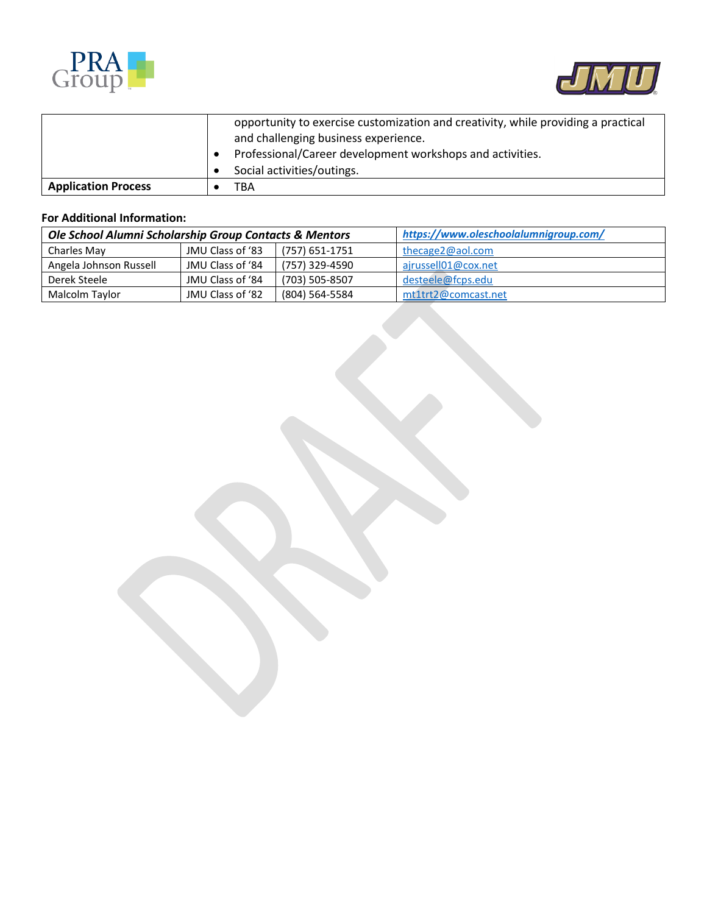| | |
|---|---|
| | opportunity to exercise customization and creativity, while providing a practical and challenging business experience.<br>• Professional/Career development workshops and activities.<br>• Social activities/outings. |
| **Application Process** | • TBA |

**For Additional Information:**

| ***Ole School Alumni Scholarship Group Contacts & Mentors*** | | | ***https://www.oleschoolalumnigroup.com/*** |
|---|---|---|---|
| Charles May | JMU Class of '83 | (757) 651-1751 | thecage2@aol.com |
| Angela Johnson Russell | JMU Class of '84 | (757) 329-4590 | ajrussell01@cox.net |
| Derek Steele | JMU Class of '84 | (703) 505-8507 | desteele@fcps.edu |
| Malcolm Taylor | JMU Class of '82 | (804) 564-5584 | mt1trt2@comcast.net |